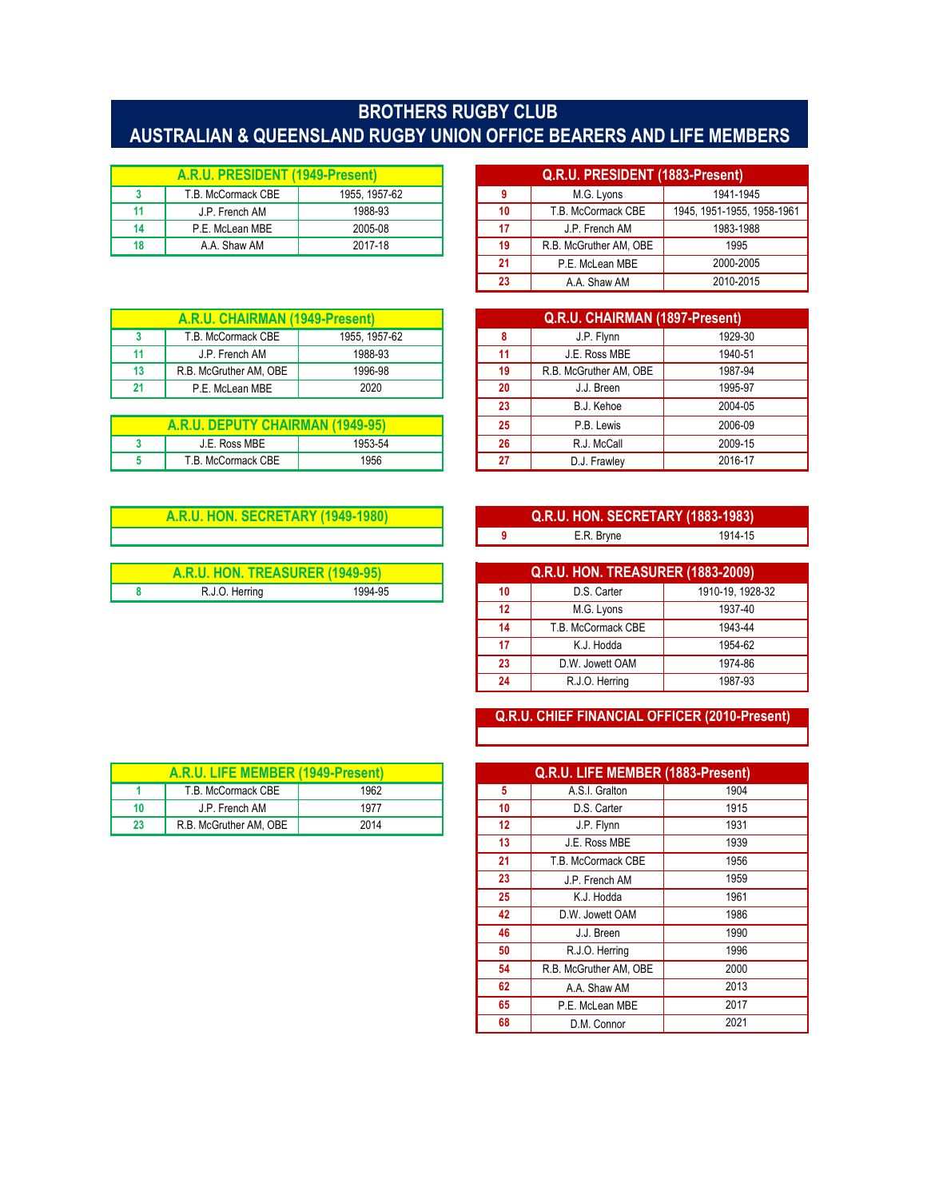# BROTHERS RUGBY CLUB
# AUSTRALIAN & QUEENSLAND RUGBY UNION OFFICE BEARERS AND LIFE MEMBERS

## A.R.U. PRESIDENT (1949-Present)

| | | |
|---|---|---|
| 3 | T.B. McCormack CBE | 1955, 1957-62 |
| 11 | J.P. French AM | 1988-93 |
| 14 | P.E. McLean MBE | 2005-08 |
| 18 | A.A. Shaw AM | 2017-18 |

## A.R.U. CHAIRMAN (1949-Present)

| | | |
|---|---|---|
| 3 | T.B. McCormack CBE | 1955, 1957-62 |
| 11 | J.P. French AM | 1988-93 |
| 13 | R.B. McGruther AM, OBE | 1996-98 |
| 21 | P.E. McLean MBE | 2020 |

## A.R.U. DEPUTY CHAIRMAN (1949-95)

| | | |
|---|---|---|
| 3 | J.E. Ross MBE | 1953-54 |
| 5 | T.B. McCormack CBE | 1956 |

## A.R.U. HON. SECRETARY (1949-1980)

## A.R.U. HON. TREASURER (1949-95)

| | | |
|---|---|---|
| 8 | R.J.O. Herring | 1994-95 |

## A.R.U. LIFE MEMBER (1949-Present)

| | | |
|---|---|---|
| 1 | T.B. McCormack CBE | 1962 |
| 10 | J.P. French AM | 1977 |
| 23 | R.B. McGruther AM, OBE | 2014 |

## Q.R.U. PRESIDENT (1883-Present)

| | | |
|---|---|---|
| 9 | M.G. Lyons | 1941-1945 |
| 10 | T.B. McCormack CBE | 1945, 1951-1955, 1958-1961 |
| 17 | J.P. French AM | 1983-1988 |
| 19 | R.B. McGruther AM, OBE | 1995 |
| 21 | P.E. McLean MBE | 2000-2005 |
| 23 | A.A. Shaw AM | 2010-2015 |

## Q.R.U. CHAIRMAN (1897-Present)

| | | |
|---|---|---|
| 8 | J.P. Flynn | 1929-30 |
| 11 | J.E. Ross MBE | 1940-51 |
| 19 | R.B. McGruther AM, OBE | 1987-94 |
| 20 | J.J. Breen | 1995-97 |
| 23 | B.J. Kehoe | 2004-05 |
| 25 | P.B. Lewis | 2006-09 |
| 26 | R.J. McCall | 2009-15 |
| 27 | D.J. Frawley | 2016-17 |

## Q.R.U. HON. SECRETARY (1883-1983)

| | | |
|---|---|---|
| 9 | E.R. Bryne | 1914-15 |

## Q.R.U. HON. TREASURER (1883-2009)

| | | |
|---|---|---|
| 10 | D.S. Carter | 1910-19, 1928-32 |
| 12 | M.G. Lyons | 1937-40 |
| 14 | T.B. McCormack CBE | 1943-44 |
| 17 | K.J. Hodda | 1954-62 |
| 23 | D.W. Jowett OAM | 1974-86 |
| 24 | R.J.O. Herring | 1987-93 |

## Q.R.U. CHIEF FINANCIAL OFFICER (2010-Present)

## Q.R.U. LIFE MEMBER (1883-Present)

| | | |
|---|---|---|
| 5 | A.S.I. Gralton | 1904 |
| 10 | D.S. Carter | 1915 |
| 12 | J.P. Flynn | 1931 |
| 13 | J.E. Ross MBE | 1939 |
| 21 | T.B. McCormack CBE | 1956 |
| 23 | J.P. French AM | 1959 |
| 25 | K.J. Hodda | 1961 |
| 42 | D.W. Jowett OAM | 1986 |
| 46 | J.J. Breen | 1990 |
| 50 | R.J.O. Herring | 1996 |
| 54 | R.B. McGruther AM, OBE | 2000 |
| 62 | A.A. Shaw AM | 2013 |
| 65 | P.E. McLean MBE | 2017 |
| 68 | D.M. Connor | 2021 |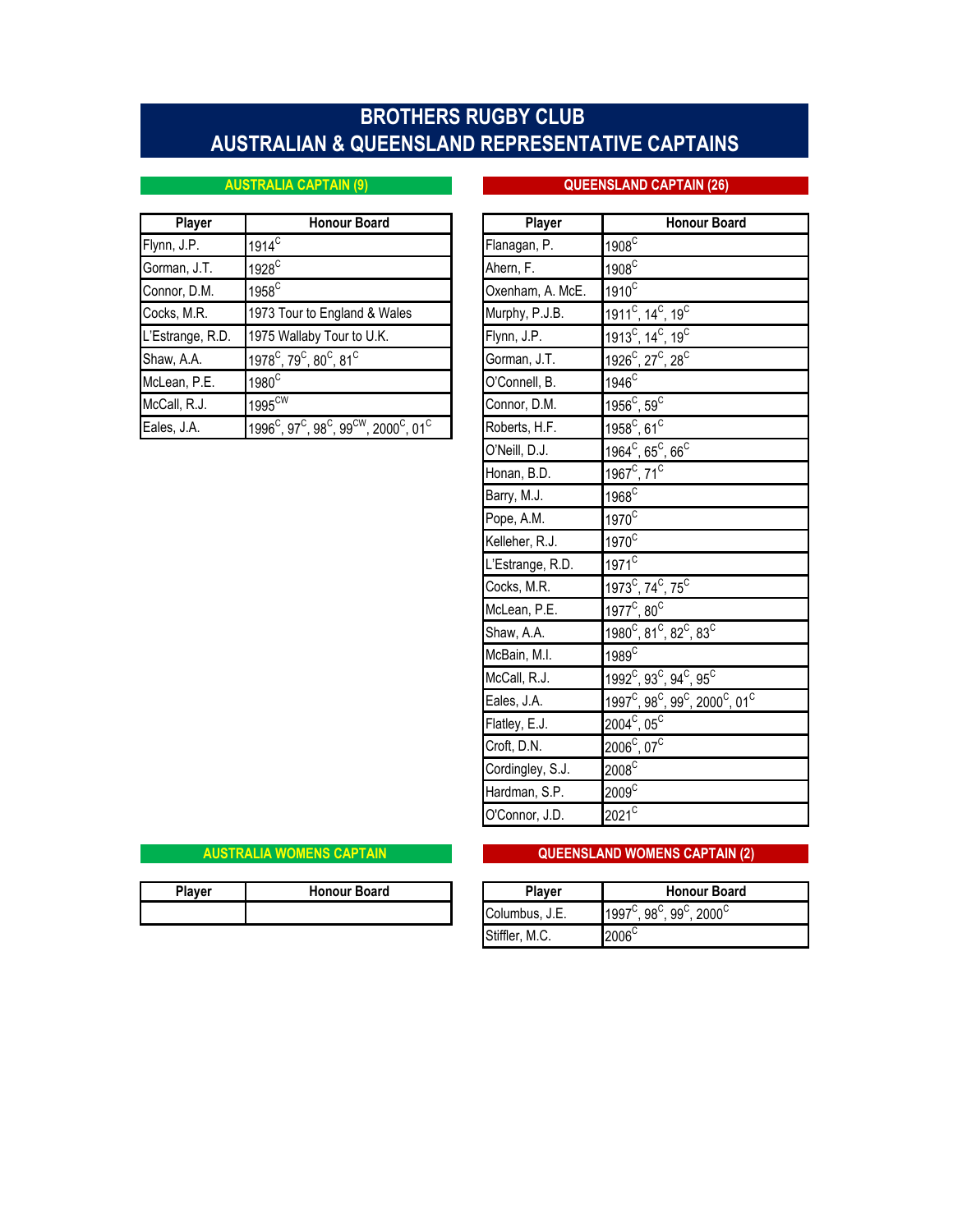# BROTHERS RUGBY CLUB
# AUSTRALIAN & QUEENSLAND REPRESENTATIVE CAPTAINS

## AUSTRALIA CAPTAIN (9)

| Player | Honour Board |
|---|---|
| Flynn, J.P. | 1914[C] |
| Gorman, J.T. | 1928[C] |
| Connor, D.M. | 1958[C] |
| Cocks, M.R. | 1973 Tour to England & Wales |
| L'Estrange, R.D. | 1975 Wallaby Tour to U.K. |
| Shaw, A.A. | 1978[C], 79[C], 80[C], 81[C] |
| McLean, P.E. | 1980[C] |
| McCall, R.J. | 1995[CW] |
| Eales, J.A. | 1996[C], 97[C], 98[C], 99[CW], 2000[C], 01[C] |

## QUEENSLAND CAPTAIN (26)

| Player | Honour Board |
|---|---|
| Flanagan, P. | 1908[C] |
| Ahern, F. | 1908[C] |
| Oxenham, A. McE. | 1910[C] |
| Murphy, P.J.B. | 1911[C], 14[C], 19[C] |
| Flynn, J.P. | 1913[C], 14[C], 19[C] |
| Gorman, J.T. | 1926[C], 27[C], 28[C] |
| O'Connell, B. | 1946[C] |
| Connor, D.M. | 1956[C], 59[C] |
| Roberts, H.F. | 1958[C], 61[C] |
| O'Neill, D.J. | 1964[C], 65[C], 66[C] |
| Honan, B.D. | 1967[C], 71[C] |
| Barry, M.J. | 1968[C] |
| Pope, A.M. | 1970[C] |
| Kelleher, R.J. | 1970[C] |
| L'Estrange, R.D. | 1971[C] |
| Cocks, M.R. | 1973[C], 74[C], 75[C] |
| McLean, P.E. | 1977[C], 80[C] |
| Shaw, A.A. | 1980[C], 81[C], 82[C], 83[C] |
| McBain, M.I. | 1989[C] |
| McCall, R.J. | 1992[C], 93[C], 94[C], 95[C] |
| Eales, J.A. | 1997[C], 98[C], 99[C], 2000[C], 01[C] |
| Flatley, E.J. | 2004[C], 05[C] |
| Croft, D.N. | 2006[C], 07[C] |
| Cordingley, S.J. | 2008[C] |
| Hardman, S.P. | 2009[C] |
| O'Connor, J.D. | 2021[C] |

## AUSTRALIA WOMENS CAPTAIN

| Player | Honour Board |
|---|---|
| | |

## QUEENSLAND WOMENS CAPTAIN (2)

| Player | Honour Board |
|---|---|
| Columbus, J.E. | 1997[C], 98[C], 99[C], 2000[C] |
| Stiffler, M.C. | 2006[C] |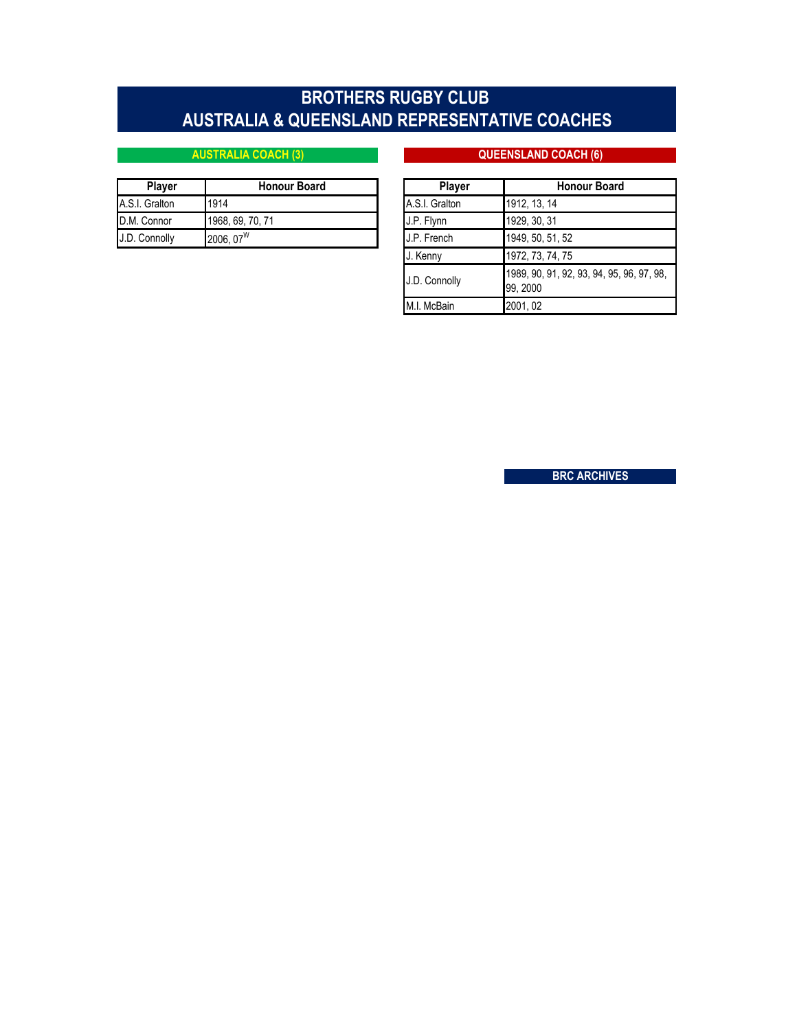# BROTHERS RUGBY CLUB
# AUSTRALIA & QUEENSLAND REPRESENTATIVE COACHES

## AUSTRALIA COACH (3)

| Player | Honour Board |
|---|---|
| A.S.I. Gralton | 1914 |
| D.M. Connor | 1968, 69, 70, 71 |
| J.D. Connolly | 2006, 07[W] |

## QUEENSLAND COACH (6)

| Player | Honour Board |
|---|---|
| A.S.I. Gralton | 1912, 13, 14 |
| J.P. Flynn | 1929, 30, 31 |
| J.P. French | 1949, 50, 51, 52 |
| J. Kenny | 1972, 73, 74, 75 |
| J.D. Connolly | 1989, 90, 91, 92, 93, 94, 95, 96, 97, 98, 99, 2000 |
| M.I. McBain | 2001, 02 |

BRC ARCHIVES